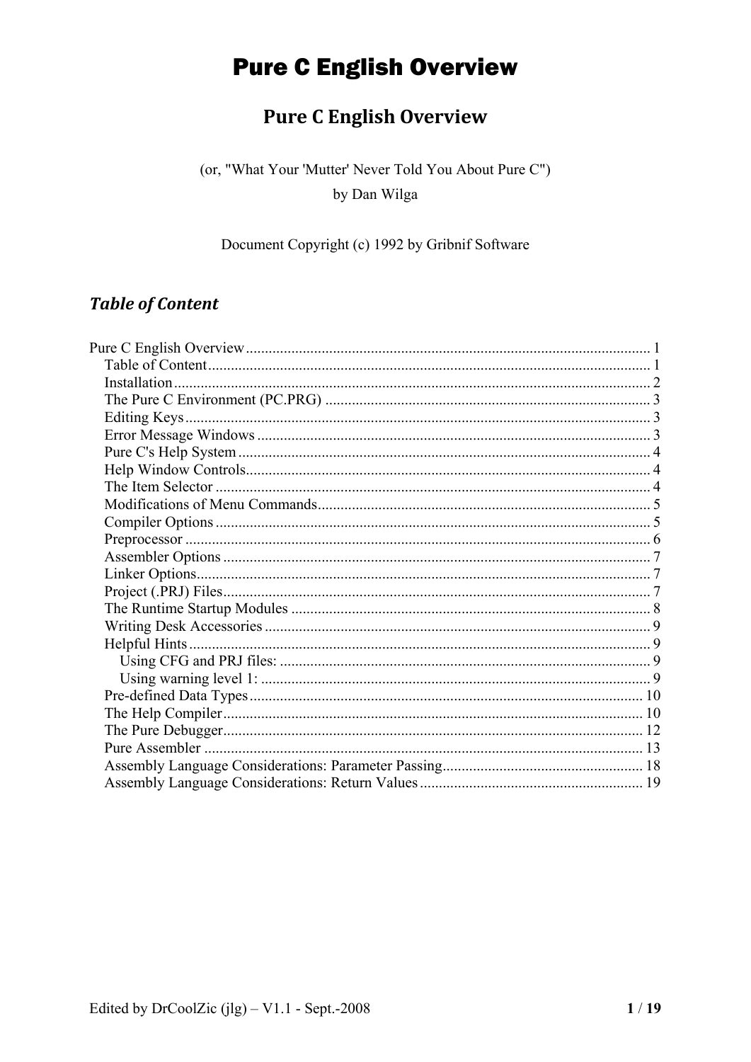# Pure C English Overview

## Pure C English Overview

(or, "What Your 'Mutter' Never Told You About Pure C")

by Dan Wilga

Document Copyright (c) 1992 by Gribnif Software

## *Table of Content*

Pure C English Overview ........................................................................................................ 1
- Table of Content ................................................................................................................. 1
- Installation .......................................................................................................................... 2
- The Pure C Environment (PC.PRG) ..................................................................................... 3
- Editing Keys ........................................................................................................................ 3
- Error Message Windows ..................................................................................................... 3
- Pure C's Help System .......................................................................................................... 4
- Help Window Controls ......................................................................................................... 4
- The Item Selector ................................................................................................................ 4
- Modifications of Menu Commands ...................................................................................... 5
- Compiler Options ................................................................................................................ 5
- Preprocessor ....................................................................................................................... 6
- Assembler Options .............................................................................................................. 7
- Linker Options ..................................................................................................................... 7
- Project (.PRJ) Files .............................................................................................................. 7
- The Runtime Startup Modules ............................................................................................. 8
- Writing Desk Accessories .................................................................................................... 9
- Helpful Hints ........................................................................................................................ 9
  - Using CFG and PRJ files: ................................................................................................ 9
  - Using warning level 1: ..................................................................................................... 9
- Pre-defined Data Types ...................................................................................................... 10
- The Help Compiler ............................................................................................................. 10
- The Pure Debugger ............................................................................................................. 12
- Pure Assembler .................................................................................................................. 13
- Assembly Language Considerations: Parameter Passing .................................................... 18
- Assembly Language Considerations: Return Values .......................................................... 19

Edited by DrCoolZic (jlg) – V1.1 - Sept.-2008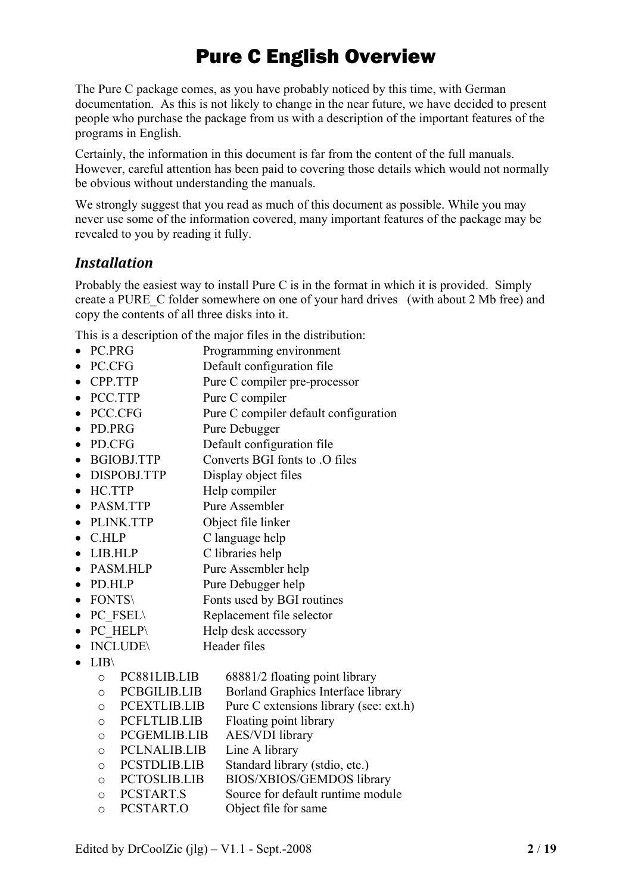# Pure C English Overview

The Pure C package comes, as you have probably noticed by this time, with German documentation. As this is not likely to change in the near future, we have decided to present people who purchase the package from us with a description of the important features of the programs in English.

Certainly, the information in this document is far from the content of the full manuals. However, careful attention has been paid to covering those details which would not normally be obvious without understanding the manuals.

We strongly suggest that you read as much of this document as possible. While you may never use some of the information covered, many important features of the package may be revealed to you by reading it fully.

## *Installation*

Probably the easiest way to install Pure C is in the format in which it is provided. Simply create a PURE_C folder somewhere on one of your hard drives (with about 2 Mb free) and copy the contents of all three disks into it.

This is a description of the major files in the distribution:

- PC.PRG Programming environment
- PC.CFG Default configuration file
- CPP.TTP Pure C compiler pre-processor
- PCC.TTP Pure C compiler
- PCC.CFG Pure C compiler default configuration
- PD.PRG Pure Debugger
- PD.CFG Default configuration file
- BGIOBJ.TTP Converts BGI fonts to .O files
- DISPOBJ.TTP Display object files
- HC.TTP Help compiler
- PASM.TTP Pure Assembler
- PLINK.TTP Object file linker
- C.HLP C language help
- LIB.HLP C libraries help
- PASM.HLP Pure Assembler help
- PD.HLP Pure Debugger help
- FONTS\ Fonts used by BGI routines
- PC_FSEL\ Replacement file selector
- PC_HELP\ Help desk accessory
- INCLUDE\ Header files
- LIB\
  - PC881LIB.LIB 68881/2 floating point library
  - PCBGILIB.LIB Borland Graphics Interface library
  - PCEXTLIB.LIB Pure C extensions library (see: ext.h)
  - PCFLTLIB.LIB Floating point library
  - PCGEMLIB.LIB AES/VDI library
  - PCLNALIB.LIB Line A library
  - PCSTDLIB.LIB Standard library (stdio, etc.)
  - PCTOSLIB.LIB BIOS/XBIOS/GEMDOS library
  - PCSTART.S Source for default runtime module
  - PCSTART.O Object file for same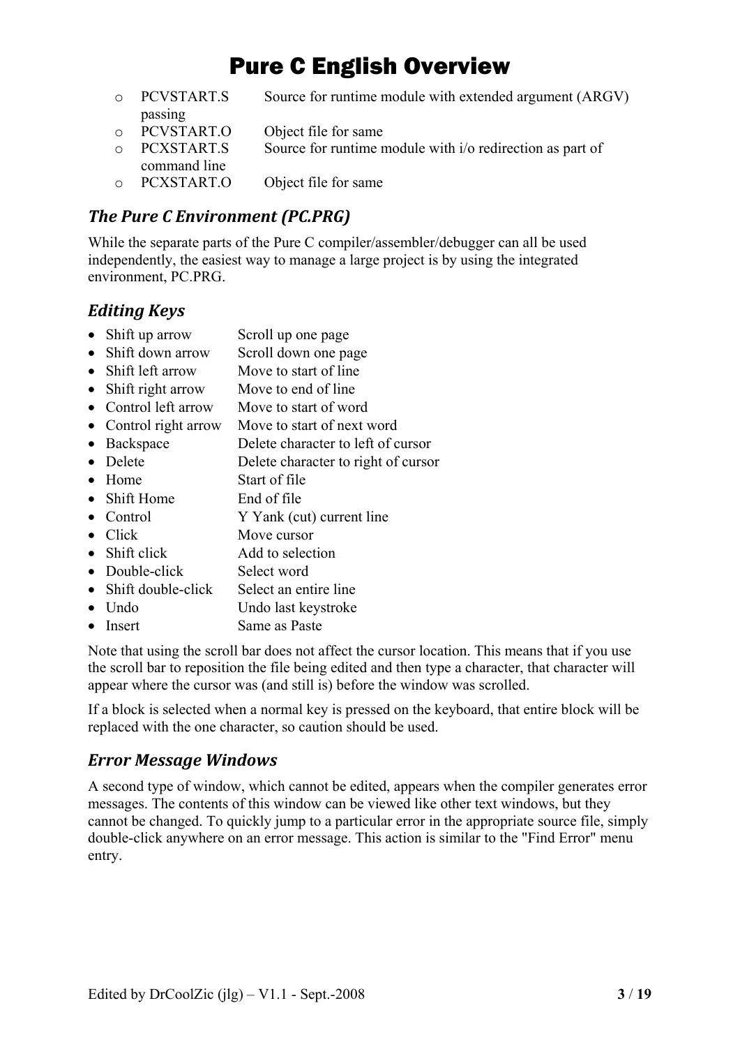# Pure C English Overview

- PCVSTART.S passing — Source for runtime module with extended argument (ARGV)
- PCVSTART.O — Object file for same
- PCXSTART.S command line — Source for runtime module with i/o redirection as part of
- PCXSTART.O — Object file for same

## *The Pure C Environment (PC.PRG)*

While the separate parts of the Pure C compiler/assembler/debugger can all be used independently, the easiest way to manage a large project is by using the integrated environment, PC.PRG.

## *Editing Keys*

- Shift up arrow — Scroll up one page
- Shift down arrow — Scroll down one page
- Shift left arrow — Move to start of line
- Shift right arrow — Move to end of line
- Control left arrow — Move to start of word
- Control right arrow — Move to start of next word
- Backspace — Delete character to left of cursor
- Delete — Delete character to right of cursor
- Home — Start of file
- Shift Home — End of file
- Control — Y Yank (cut) current line
- Click — Move cursor
- Shift click — Add to selection
- Double-click — Select word
- Shift double-click — Select an entire line
- Undo — Undo last keystroke
- Insert — Same as Paste

Note that using the scroll bar does not affect the cursor location. This means that if you use the scroll bar to reposition the file being edited and then type a character, that character will appear where the cursor was (and still is) before the window was scrolled.

If a block is selected when a normal key is pressed on the keyboard, that entire block will be replaced with the one character, so caution should be used.

## *Error Message Windows*

A second type of window, which cannot be edited, appears when the compiler generates error messages. The contents of this window can be viewed like other text windows, but they cannot be changed. To quickly jump to a particular error in the appropriate source file, simply double-click anywhere on an error message. This action is similar to the "Find Error" menu entry.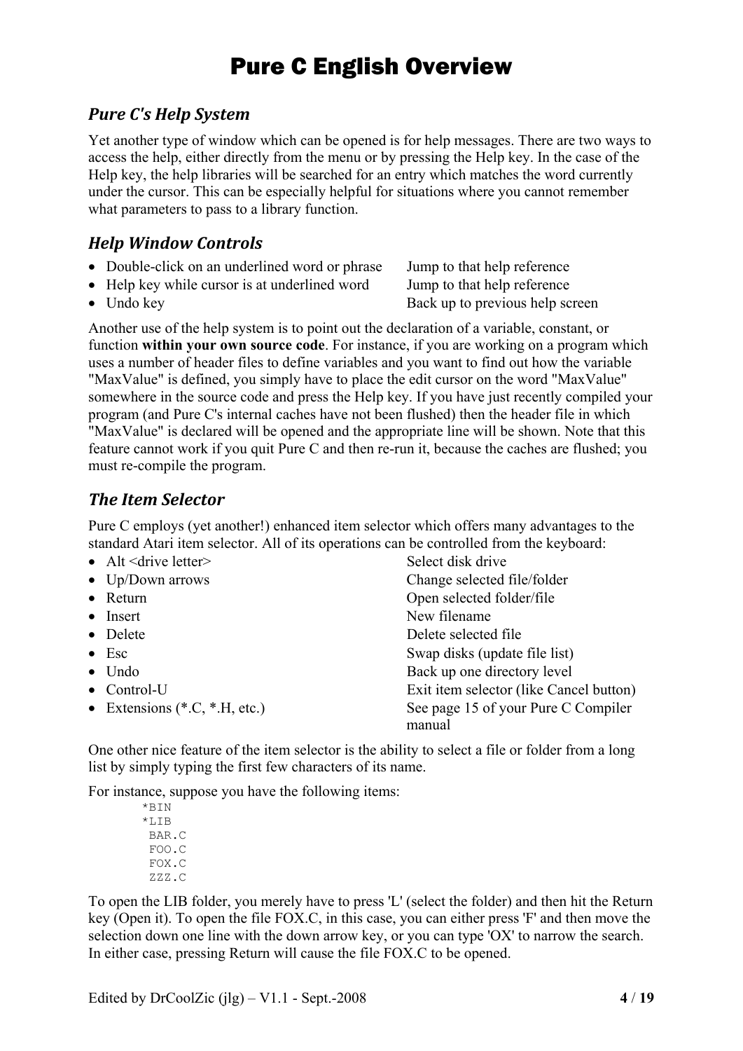# Pure C English Overview

### *Pure C's Help System*

Yet another type of window which can be opened is for help messages. There are two ways to access the help, either directly from the menu or by pressing the Help key. In the case of the Help key, the help libraries will be searched for an entry which matches the word currently under the cursor. This can be especially helpful for situations where you cannot remember what parameters to pass to a library function.

### *Help Window Controls*

- Double-click on an underlined word or phrase — Jump to that help reference
- Help key while cursor is at underlined word — Jump to that help reference
- Undo key — Back up to previous help screen

Another use of the help system is to point out the declaration of a variable, constant, or function **within your own source code**. For instance, if you are working on a program which uses a number of header files to define variables and you want to find out how the variable "MaxValue" is defined, you simply have to place the edit cursor on the word "MaxValue" somewhere in the source code and press the Help key. If you have just recently compiled your program (and Pure C's internal caches have not been flushed) then the header file in which "MaxValue" is declared will be opened and the appropriate line will be shown. Note that this feature cannot work if you quit Pure C and then re-run it, because the caches are flushed; you must re-compile the program.

### *The Item Selector*

Pure C employs (yet another!) enhanced item selector which offers many advantages to the standard Atari item selector. All of its operations can be controlled from the keyboard:

- Alt <drive letter> — Select disk drive
- Up/Down arrows — Change selected file/folder
- Return — Open selected folder/file
- Insert — New filename
- Delete — Delete selected file
- Esc — Swap disks (update file list)
- Undo — Back up one directory level
- Control-U — Exit item selector (like Cancel button)
- Extensions (*.C, *.H, etc.) — See page 15 of your Pure C Compiler manual

One other nice feature of the item selector is the ability to select a file or folder from a long list by simply typing the first few characters of its name.

For instance, suppose you have the following items:

```
*BIN
*LIB
 BAR.C
 FOO.C
 FOX.C
 ZZZ.C
```

To open the LIB folder, you merely have to press 'L' (select the folder) and then hit the Return key (Open it). To open the file FOX.C, in this case, you can either press 'F' and then move the selection down one line with the down arrow key, or you can type 'OX' to narrow the search. In either case, pressing Return will cause the file FOX.C to be opened.

Edited by DrCoolZic (jlg) – V1.1 - Sept.-2008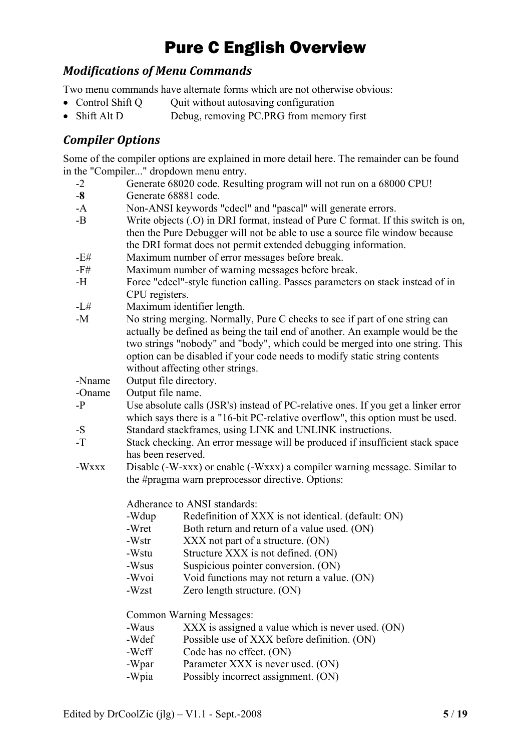# Pure C English Overview

## *Modifications of Menu Commands*

Two menu commands have alternate forms which are not otherwise obvious:

- Control Shift Q Quit without autosaving configuration
- Shift Alt D Debug, removing PC.PRG from memory first

## *Compiler Options*

Some of the compiler options are explained in more detail here. The remainder can be found in the "Compiler..." dropdown menu entry.

| | |
|---|---|
| -2 | Generate 68020 code. Resulting program will not run on a 68000 CPU! |
| -**8** | Generate 68881 code. |
| -A | Non-ANSI keywords "cdecl" and "pascal" will generate errors. |
| -B | Write objects (.O) in DRI format, instead of Pure C format. If this switch is on, then the Pure Debugger will not be able to use a source file window because the DRI format does not permit extended debugging information. |
| -E# | Maximum number of error messages before break. |
| -F# | Maximum number of warning messages before break. |
| -H | Force "cdecl"-style function calling. Passes parameters on stack instead of in CPU registers. |
| -L# | Maximum identifier length. |
| -M | No string merging. Normally, Pure C checks to see if part of one string can actually be defined as being the tail end of another. An example would be the two strings "nobody" and "body", which could be merged into one string. This option can be disabled if your code needs to modify static string contents without affecting other strings. |
| -Nname | Output file directory. |
| -Oname | Output file name. |
| -P | Use absolute calls (JSR's) instead of PC-relative ones. If you get a linker error which says there is a "16-bit PC-relative overflow", this option must be used. |
| -S | Standard stackframes, using LINK and UNLINK instructions. |
| -T | Stack checking. An error message will be produced if insufficient stack space has been reserved. |
| -Wxxx | Disable (-W-xxx) or enable (-Wxxx) a compiler warning message. Similar to the #pragma warn preprocessor directive. Options: |

Adherance to ANSI standards:

| | |
|---|---|
| -Wdup | Redefinition of XXX is not identical. (default: ON) |
| -Wret | Both return and return of a value used. (ON) |
| -Wstr | XXX not part of a structure. (ON) |
| -Wstu | Structure XXX is not defined. (ON) |
| -Wsus | Suspicious pointer conversion. (ON) |
| -Wvoi | Void functions may not return a value. (ON) |
| -Wzst | Zero length structure. (ON) |

Common Warning Messages:

| | |
|---|---|
| -Waus | XXX is assigned a value which is never used. (ON) |
| -Wdef | Possible use of XXX before definition. (ON) |
| -Weff | Code has no effect. (ON) |
| -Wpar | Parameter XXX is never used. (ON) |
| -Wpia | Possibly incorrect assignment. (ON) |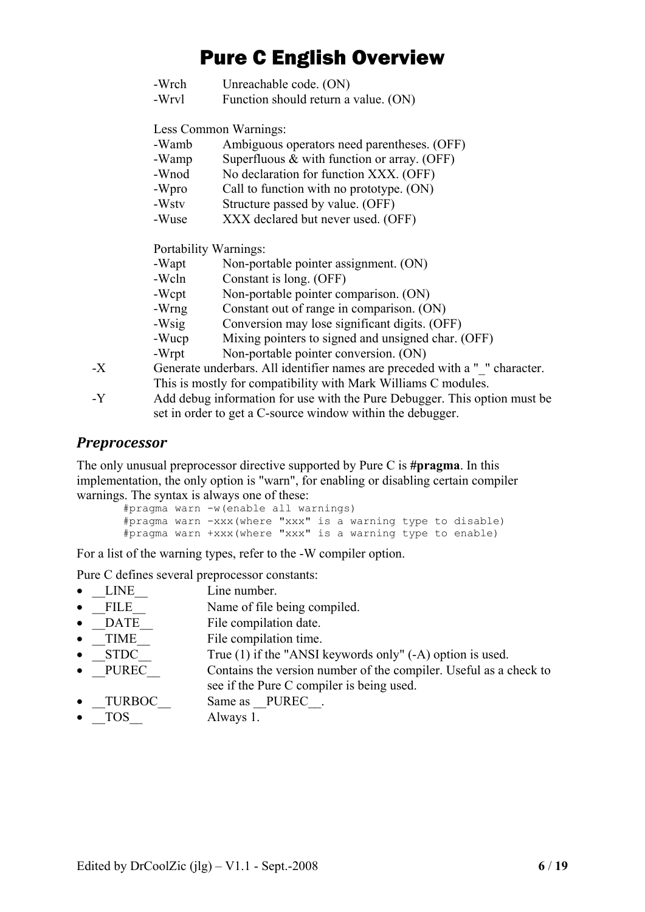-Wrch Unreachable code. (ON)
-Wrvl Function should return a value. (ON)

Less Common Warnings:
-Wamb Ambiguous operators need parentheses. (OFF)
-Wamp Superfluous & with function or array. (OFF)
-Wnod No declaration for function XXX. (OFF)
-Wpro Call to function with no prototype. (ON)
-Wstv Structure passed by value. (OFF)
-Wuse XXX declared but never used. (OFF)

Portability Warnings:
-Wapt Non-portable pointer assignment. (ON)
-Wcln Constant is long. (OFF)
-Wcpt Non-portable pointer comparison. (ON)
-Wrng Constant out of range in comparison. (ON)
-Wsig Conversion may lose significant digits. (OFF)
-Wucp Mixing pointers to signed and unsigned char. (OFF)
-Wrpt Non-portable pointer conversion. (ON)

-X Generate underbars. All identifier names are preceded with a "_" character. This is mostly for compatibility with Mark Williams C modules.

-Y Add debug information for use with the Pure Debugger. This option must be set in order to get a C-source window within the debugger.

### *Preprocessor*

The only unusual preprocessor directive supported by Pure C is **#pragma**. In this implementation, the only option is "warn", for enabling or disabling certain compiler warnings. The syntax is always one of these:

```
#pragma warn -w(enable all warnings)
#pragma warn -xxx(where "xxx" is a warning type to disable)
#pragma warn +xxx(where "xxx" is a warning type to enable)
```

For a list of the warning types, refer to the -W compiler option.

Pure C defines several preprocessor constants:

- __LINE__ Line number.
- __FILE__ Name of file being compiled.
- __DATE__ File compilation date.
- __TIME__ File compilation time.
- __STDC__ True (1) if the "ANSI keywords only" (-A) option is used.
- __PUREC__ Contains the version number of the compiler. Useful as a check to see if the Pure C compiler is being used.
- __TURBOC__ Same as __PUREC__.
- __TOS__ Always 1.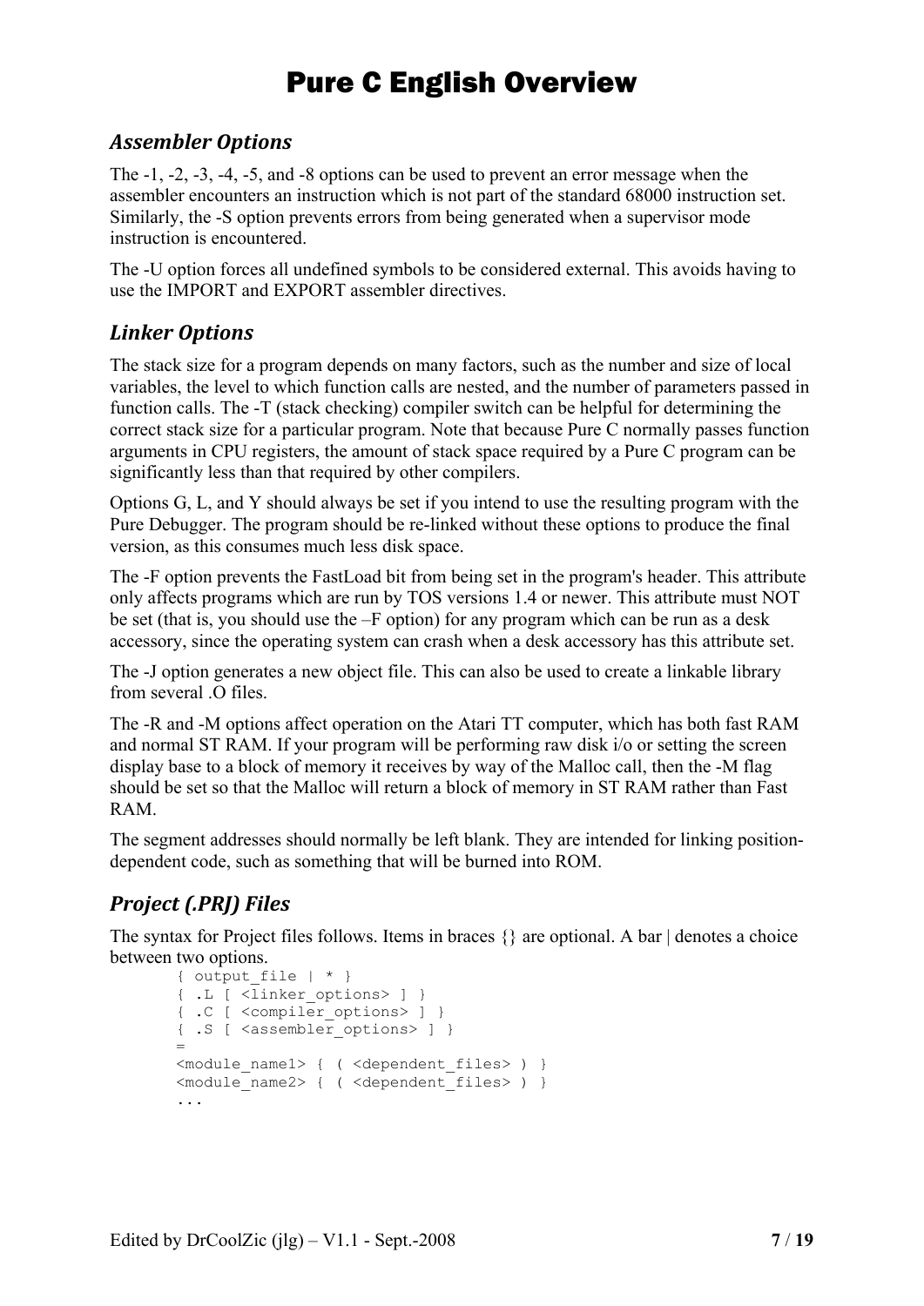# Pure C English Overview

### *Assembler Options*

The -1, -2, -3, -4, -5, and -8 options can be used to prevent an error message when the assembler encounters an instruction which is not part of the standard 68000 instruction set. Similarly, the -S option prevents errors from being generated when a supervisor mode instruction is encountered.

The -U option forces all undefined symbols to be considered external. This avoids having to use the IMPORT and EXPORT assembler directives.

### *Linker Options*

The stack size for a program depends on many factors, such as the number and size of local variables, the level to which function calls are nested, and the number of parameters passed in function calls. The -T (stack checking) compiler switch can be helpful for determining the correct stack size for a particular program. Note that because Pure C normally passes function arguments in CPU registers, the amount of stack space required by a Pure C program can be significantly less than that required by other compilers.

Options G, L, and Y should always be set if you intend to use the resulting program with the Pure Debugger. The program should be re-linked without these options to produce the final version, as this consumes much less disk space.

The -F option prevents the FastLoad bit from being set in the program's header. This attribute only affects programs which are run by TOS versions 1.4 or newer. This attribute must NOT be set (that is, you should use the –F option) for any program which can be run as a desk accessory, since the operating system can crash when a desk accessory has this attribute set.

The -J option generates a new object file. This can also be used to create a linkable library from several .O files.

The -R and -M options affect operation on the Atari TT computer, which has both fast RAM and normal ST RAM. If your program will be performing raw disk i/o or setting the screen display base to a block of memory it receives by way of the Malloc call, then the -M flag should be set so that the Malloc will return a block of memory in ST RAM rather than Fast RAM.

The segment addresses should normally be left blank. They are intended for linking position-dependent code, such as something that will be burned into ROM.

### *Project (.PRJ) Files*

The syntax for Project files follows. Items in braces {} are optional. A bar | denotes a choice between two options.

```
{ output_file | * }
{ .L [ <linker_options> ] }
{ .C [ <compiler_options> ] }
{ .S [ <assembler_options> ] }
=
<module_name1> { ( <dependent_files> ) }
<module_name2> { ( <dependent_files> ) }
...
```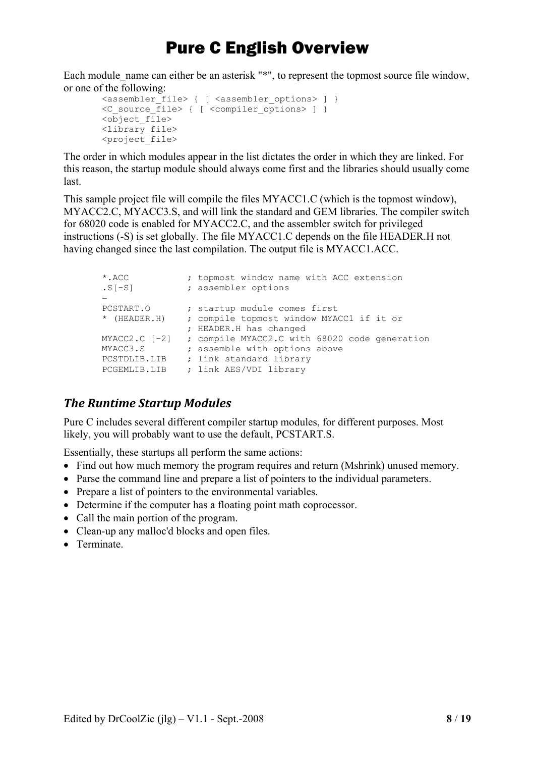# Pure C English Overview

Each module_name can either be an asterisk "*", to represent the topmost source file window, or one of the following:

```
<assembler_file> { [ <assembler_options> ] }
<C_source_file> { [ <compiler_options> ] }
<object_file>
<library_file>
<project_file>
```

The order in which modules appear in the list dictates the order in which they are linked. For this reason, the startup module should always come first and the libraries should usually come last.

This sample project file will compile the files MYACC1.C (which is the topmost window), MYACC2.C, MYACC3.S, and will link the standard and GEM libraries. The compiler switch for 68020 code is enabled for MYACC2.C, and the assembler switch for privileged instructions (-S) is set globally. The file MYACC1.C depends on the file HEADER.H not having changed since the last compilation. The output file is MYACC1.ACC.

```
*.ACC           ; topmost window name with ACC extension
.S[-S]          ; assembler options
=
PCSTART.O       ; startup module comes first
* (HEADER.H)    ; compile topmost window MYACC1 if it or
                ; HEADER.H has changed
MYACC2.C [-2]   ; compile MYACC2.C with 68020 code generation
MYACC3.S        ; assemble with options above
PCSTDLIB.LIB    ; link standard library
PCGEMLIB.LIB    ; link AES/VDI library
```

## *The Runtime Startup Modules*

Pure C includes several different compiler startup modules, for different purposes. Most likely, you will probably want to use the default, PCSTART.S.

Essentially, these startups all perform the same actions:

- Find out how much memory the program requires and return (Mshrink) unused memory.
- Parse the command line and prepare a list of pointers to the individual parameters.
- Prepare a list of pointers to the environmental variables.
- Determine if the computer has a floating point math coprocessor.
- Call the main portion of the program.
- Clean-up any malloc'd blocks and open files.
- Terminate.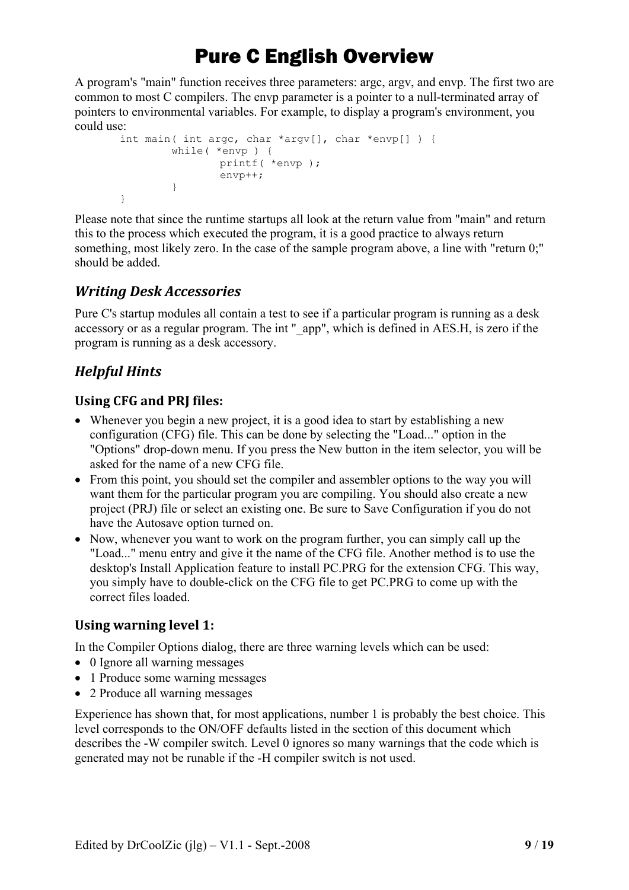# Pure C English Overview

A program's "main" function receives three parameters: argc, argv, and envp. The first two are common to most C compilers. The envp parameter is a pointer to a null-terminated array of pointers to environmental variables. For example, to display a program's environment, you could use:

```
int main( int argc, char *argv[], char *envp[] ) {
        while( *envp ) {
                printf( *envp );
                envp++;
        }
}
```

Please note that since the runtime startups all look at the return value from "main" and return this to the process which executed the program, it is a good practice to always return something, most likely zero. In the case of the sample program above, a line with "return 0;" should be added.

## *Writing Desk Accessories*

Pure C's startup modules all contain a test to see if a particular program is running as a desk accessory or as a regular program. The int "_app", which is defined in AES.H, is zero if the program is running as a desk accessory.

## *Helpful Hints*

### Using CFG and PRJ files:

- Whenever you begin a new project, it is a good idea to start by establishing a new configuration (CFG) file. This can be done by selecting the "Load..." option in the "Options" drop-down menu. If you press the New button in the item selector, you will be asked for the name of a new CFG file.
- From this point, you should set the compiler and assembler options to the way you will want them for the particular program you are compiling. You should also create a new project (PRJ) file or select an existing one. Be sure to Save Configuration if you do not have the Autosave option turned on.
- Now, whenever you want to work on the program further, you can simply call up the "Load..." menu entry and give it the name of the CFG file. Another method is to use the desktop's Install Application feature to install PC.PRG for the extension CFG. This way, you simply have to double-click on the CFG file to get PC.PRG to come up with the correct files loaded.

### Using warning level 1:

In the Compiler Options dialog, there are three warning levels which can be used:

- 0 Ignore all warning messages
- 1 Produce some warning messages
- 2 Produce all warning messages

Experience has shown that, for most applications, number 1 is probably the best choice. This level corresponds to the ON/OFF defaults listed in the section of this document which describes the -W compiler switch. Level 0 ignores so many warnings that the code which is generated may not be runable if the -H compiler switch is not used.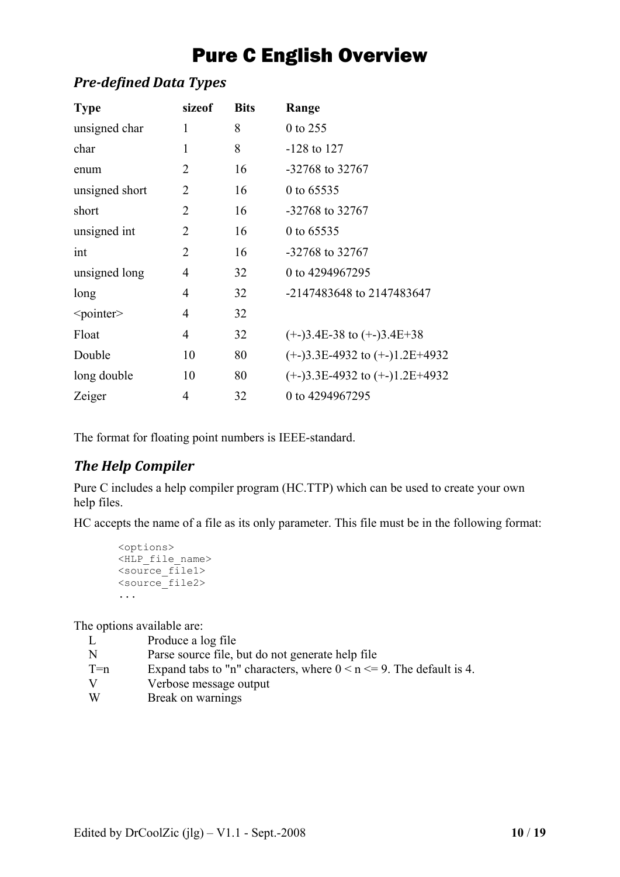# Pure C English Overview

## *Pre-defined Data Types*

| Type | sizeof | Bits | Range |
|---|---|---|---|
| unsigned char | 1 | 8 | 0 to 255 |
| char | 1 | 8 | -128 to 127 |
| enum | 2 | 16 | -32768 to 32767 |
| unsigned short | 2 | 16 | 0 to 65535 |
| short | 2 | 16 | -32768 to 32767 |
| unsigned int | 2 | 16 | 0 to 65535 |
| int | 2 | 16 | -32768 to 32767 |
| unsigned long | 4 | 32 | 0 to 4294967295 |
| long | 4 | 32 | -2147483648 to 2147483647 |
| <pointer> | 4 | 32 | |
| Float | 4 | 32 | (+-)3.4E-38 to (+-)3.4E+38 |
| Double | 10 | 80 | (+-)3.3E-4932 to (+-)1.2E+4932 |
| long double | 10 | 80 | (+-)3.3E-4932 to (+-)1.2E+4932 |
| Zeiger | 4 | 32 | 0 to 4294967295 |

The format for floating point numbers is IEEE-standard.

## *The Help Compiler*

Pure C includes a help compiler program (HC.TTP) which can be used to create your own help files.

HC accepts the name of a file as its only parameter. This file must be in the following format:

```
<options>
<HLP_file_name>
<source_file1>
<source_file2>
...
```

The options available are:

| | |
|---|---|
| L | Produce a log file |
| N | Parse source file, but do not generate help file |
| T=n | Expand tabs to "n" characters, where 0 < n <= 9. The default is 4. |
| V | Verbose message output |
| W | Break on warnings |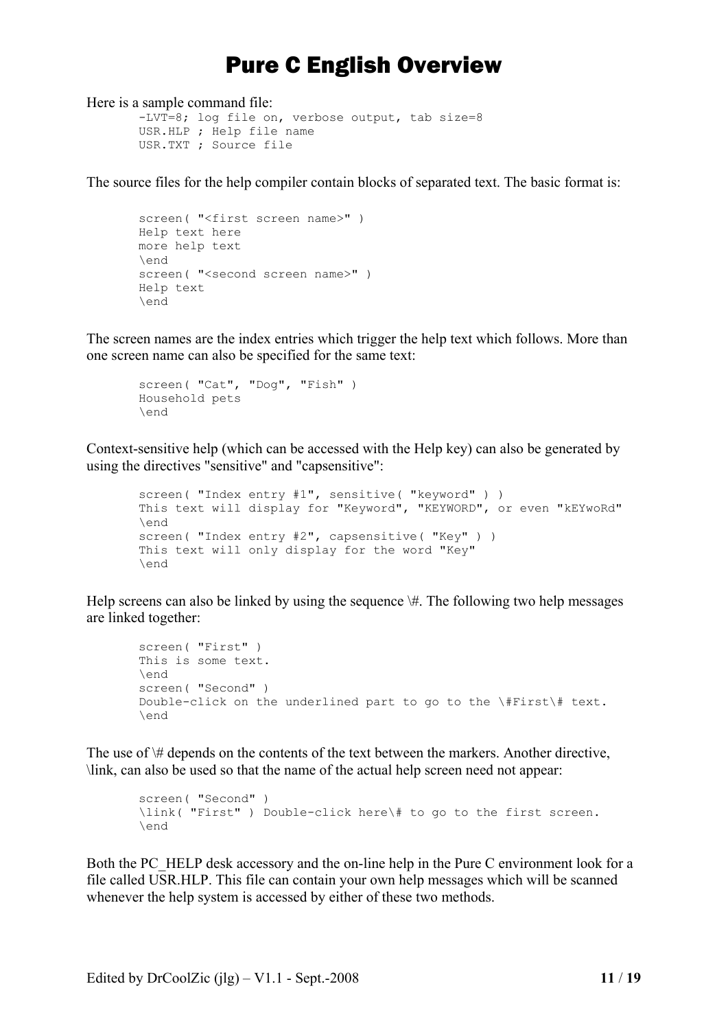# Pure C English Overview

Here is a sample command file:

```
-LVT=8; log file on, verbose output, tab size=8
USR.HLP ; Help file name
USR.TXT ; Source file
```

The source files for the help compiler contain blocks of separated text. The basic format is:

```
screen( "<first screen name>" )
Help text here
more help text
\end
screen( "<second screen name>" )
Help text
\end
```

The screen names are the index entries which trigger the help text which follows. More than one screen name can also be specified for the same text:

```
screen( "Cat", "Dog", "Fish" )
Household pets
\end
```

Context-sensitive help (which can be accessed with the Help key) can also be generated by using the directives "sensitive" and "capsensitive":

```
screen( "Index entry #1", sensitive( "keyword" ) )
This text will display for "Keyword", "KEYWORD", or even "kEYwoRd"
\end
screen( "Index entry #2", capsensitive( "Key" ) )
This text will only display for the word "Key"
\end
```

Help screens can also be linked by using the sequence \#. The following two help messages are linked together:

```
screen( "First" )
This is some text.
\end
screen( "Second" )
Double-click on the underlined part to go to the \#First\# text.
\end
```

The use of \# depends on the contents of the text between the markers. Another directive, \link, can also be used so that the name of the actual help screen need not appear:

```
screen( "Second" )
\link( "First" ) Double-click here\# to go to the first screen.
\end
```

Both the PC_HELP desk accessory and the on-line help in the Pure C environment look for a file called USR.HLP. This file can contain your own help messages which will be scanned whenever the help system is accessed by either of these two methods.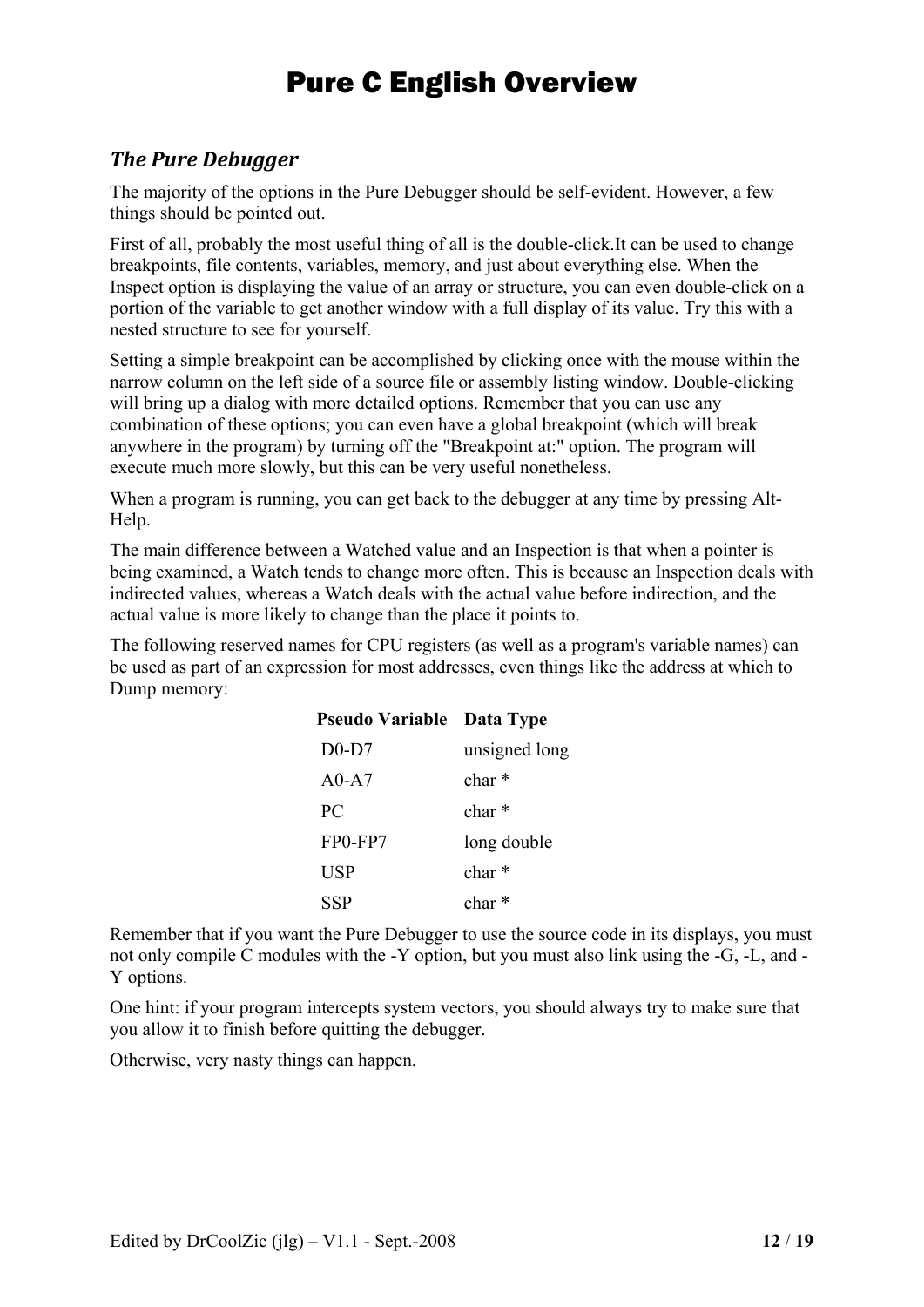# Pure C English Overview

### *The Pure Debugger*

The majority of the options in the Pure Debugger should be self-evident. However, a few things should be pointed out.

First of all, probably the most useful thing of all is the double-click.It can be used to change breakpoints, file contents, variables, memory, and just about everything else. When the Inspect option is displaying the value of an array or structure, you can even double-click on a portion of the variable to get another window with a full display of its value. Try this with a nested structure to see for yourself.

Setting a simple breakpoint can be accomplished by clicking once with the mouse within the narrow column on the left side of a source file or assembly listing window. Double-clicking will bring up a dialog with more detailed options. Remember that you can use any combination of these options; you can even have a global breakpoint (which will break anywhere in the program) by turning off the "Breakpoint at:" option. The program will execute much more slowly, but this can be very useful nonetheless.

When a program is running, you can get back to the debugger at any time by pressing Alt-Help.

The main difference between a Watched value and an Inspection is that when a pointer is being examined, a Watch tends to change more often. This is because an Inspection deals with indirected values, whereas a Watch deals with the actual value before indirection, and the actual value is more likely to change than the place it points to.

The following reserved names for CPU registers (as well as a program's variable names) can be used as part of an expression for most addresses, even things like the address at which to Dump memory:

| Pseudo Variable | Data Type |
|---|---|
| D0-D7 | unsigned long |
| A0-A7 | char * |
| PC | char * |
| FP0-FP7 | long double |
| USP | char * |
| SSP | char * |

Remember that if you want the Pure Debugger to use the source code in its displays, you must not only compile C modules with the -Y option, but you must also link using the -G, -L, and -Y options.

One hint: if your program intercepts system vectors, you should always try to make sure that you allow it to finish before quitting the debugger.

Otherwise, very nasty things can happen.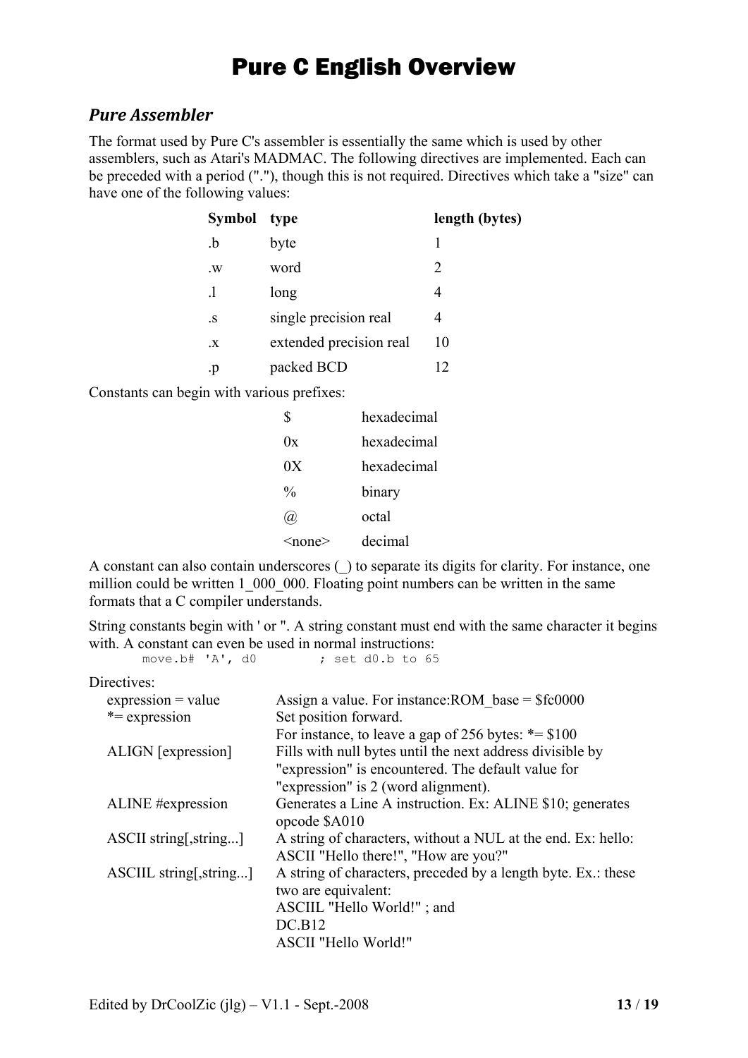# Pure C English Overview

## *Pure Assembler*

The format used by Pure C's assembler is essentially the same which is used by other assemblers, such as Atari's MADMAC. The following directives are implemented. Each can be preceded with a period ("."), though this is not required. Directives which take a "size" can have one of the following values:

| Symbol | type | length (bytes) |
|---|---|---|
| .b | byte | 1 |
| .w | word | 2 |
| .l | long | 4 |
| .s | single precision real | 4 |
| .x | extended precision real | 10 |
| .p | packed BCD | 12 |

Constants can begin with various prefixes:

| | |
|---|---|
| $ | hexadecimal |
| 0x | hexadecimal |
| 0X | hexadecimal |
| % | binary |
| @ | octal |
| <none> | decimal |

A constant can also contain underscores (_) to separate its digits for clarity. For instance, one million could be written 1_000_000. Floating point numbers can be written in the same formats that a C compiler understands.

String constants begin with ' or ". A string constant must end with the same character it begins with. A constant can even be used in normal instructions:

```
move.b# 'A', d0        ; set d0.b to 65
```

Directives:

| | |
|---|---|
| expression = value | Assign a value. For instance:ROM_base = $fc0000 |
| *= expression | Set position forward. For instance, to leave a gap of 256 bytes: *= $100 |
| ALIGN [expression] | Fills with null bytes until the next address divisible by "expression" is encountered. The default value for "expression" is 2 (word alignment). |
| ALINE #expression | Generates a Line A instruction. Ex: ALINE $10; generates opcode $A010 |
| ASCII string[,string...] | A string of characters, without a NUL at the end. Ex: hello: ASCII "Hello there!", "How are you?" |
| ASCIIL string[,string...] | A string of characters, preceded by a length byte. Ex.: these two are equivalent: ASCIIL "Hello World!" ; and DC.B12 ASCII "Hello World!" |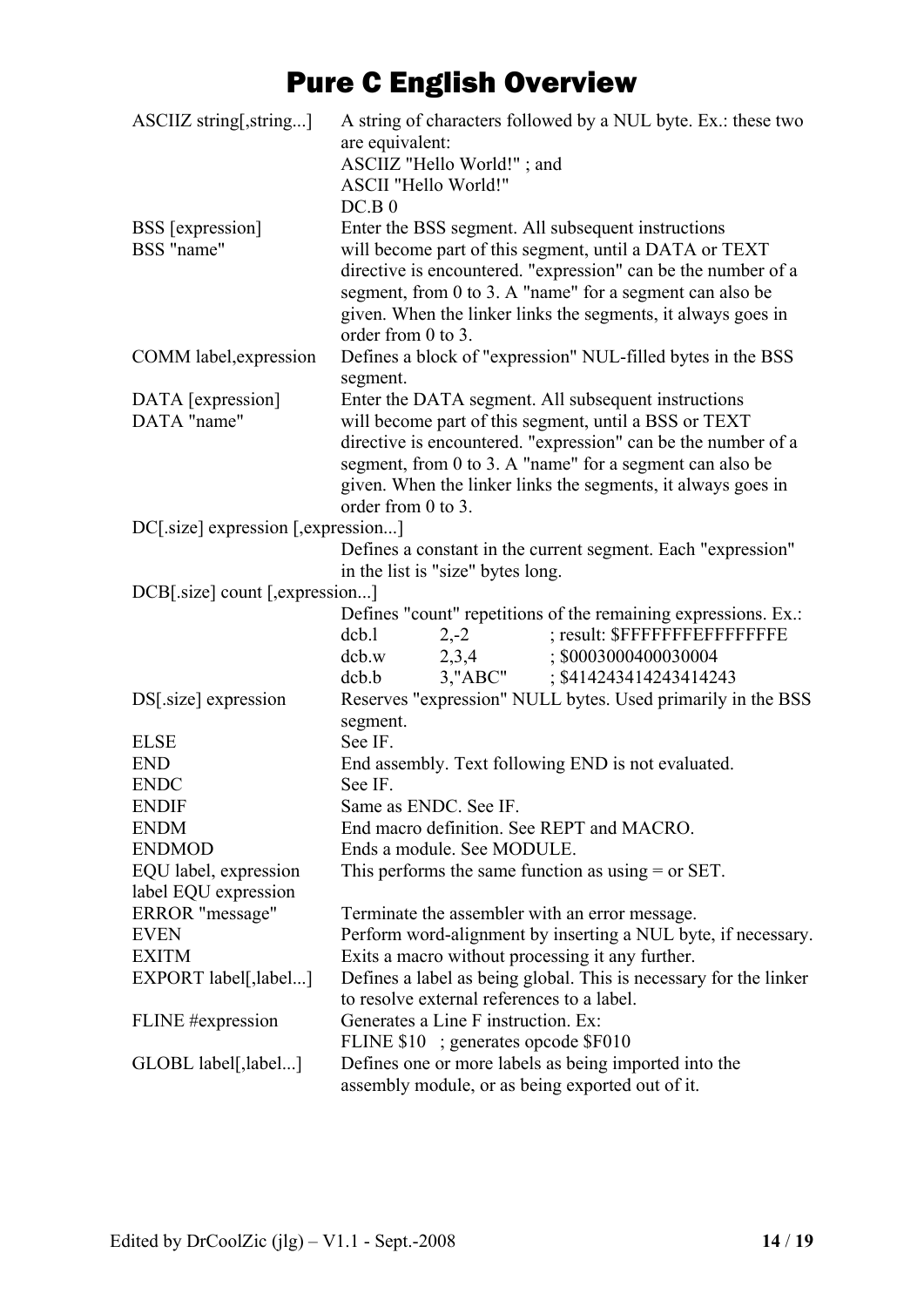# Pure C English Overview

| Directive | Description |
| --- | --- |
| ASCIIZ string[,string...] | A string of characters followed by a NUL byte. Ex.: these two are equivalent:<br>ASCIIZ "Hello World!" ; and<br>ASCII "Hello World!"<br>DC.B 0 |
| BSS [expression]<br>BSS "name" | Enter the BSS segment. All subsequent instructions will become part of this segment, until a DATA or TEXT directive is encountered. "expression" can be the number of a segment, from 0 to 3. A "name" for a segment can also be given. When the linker links the segments, it always goes in order from 0 to 3. |
| COMM label,expression | Defines a block of "expression" NUL-filled bytes in the BSS segment. |
| DATA [expression]<br>DATA "name" | Enter the DATA segment. All subsequent instructions will become part of this segment, until a BSS or TEXT directive is encountered. "expression" can be the number of a segment, from 0 to 3. A "name" for a segment can also be given. When the linker links the segments, it always goes in order from 0 to 3. |
| DC[.size] expression [,expression...] | Defines a constant in the current segment. Each "expression" in the list is "size" bytes long. |
| DCB[.size] count [,expression...] | Defines "count" repetitions of the remaining expressions. Ex.:<br>dcb.l 2,-2 ; result: $FFFFFFFEFFFFFFFE<br>dcb.w 2,3,4 ; $0003000400030004<br>dcb.b 3,"ABC" ; $414243414243414243 |
| DS[.size] expression | Reserves "expression" NULL bytes. Used primarily in the BSS segment. |
| ELSE | See IF. |
| END | End assembly. Text following END is not evaluated. |
| ENDC | See IF. |
| ENDIF | Same as ENDC. See IF. |
| ENDM | End macro definition. See REPT and MACRO. |
| ENDMOD | Ends a module. See MODULE. |
| EQU label, expression<br>label EQU expression | This performs the same function as using = or SET. |
| ERROR "message" | Terminate the assembler with an error message. |
| EVEN | Perform word-alignment by inserting a NUL byte, if necessary. |
| EXITM | Exits a macro without processing it any further. |
| EXPORT label[,label...] | Defines a label as being global. This is necessary for the linker to resolve external references to a label. |
| FLINE #expression | Generates a Line F instruction. Ex:<br>FLINE $10 ; generates opcode $F010 |
| GLOBL label[,label...] | Defines one or more labels as being imported into the assembly module, or as being exported out of it. |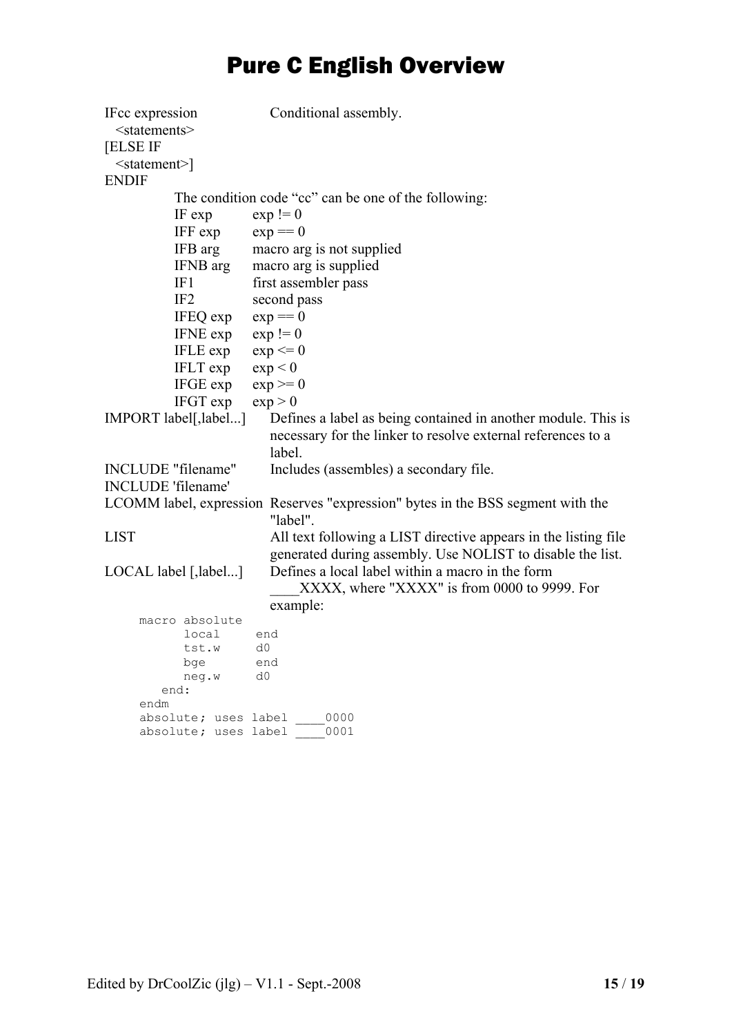# Pure C English Overview

| | |
|---|---|
| IFcc expression<br>  &lt;statements&gt;<br>[ELSE IF<br>  &lt;statement&gt;]<br>ENDIF | Conditional assembly. |

The condition code “cc” can be one of the following:

| | |
|---|---|
| IF exp | exp != 0 |
| IFF exp | exp == 0 |
| IFB arg | macro arg is not supplied |
| IFNB arg | macro arg is supplied |
| IF1 | first assembler pass |
| IF2 | second pass |
| IFEQ exp | exp == 0 |
| IFNE exp | exp != 0 |
| IFLE exp | exp <= 0 |
| IFLT exp | exp < 0 |
| IFGE exp | exp >= 0 |
| IFGT exp | exp > 0 |

| | |
|---|---|
| IMPORT label[,label...] | Defines a label as being contained in another module. This is necessary for the linker to resolve external references to a label. |
| INCLUDE "filename"<br>INCLUDE 'filename' | Includes (assembles) a secondary file. |
| LCOMM label, expression | Reserves "expression" bytes in the BSS segment with the "label". |
| LIST | All text following a LIST directive appears in the listing file generated during assembly. Use NOLIST to disable the list. |
| LOCAL label [,label...] | Defines a local label within a macro in the form ____XXXX, where "XXXX" is from 0000 to 9999. For example: |

```
macro absolute
      local     end
      tst.w     d0
      bge       end
      neg.w     d0
   end:
endm
absolute; uses label ____0000
absolute; uses label ____0001
```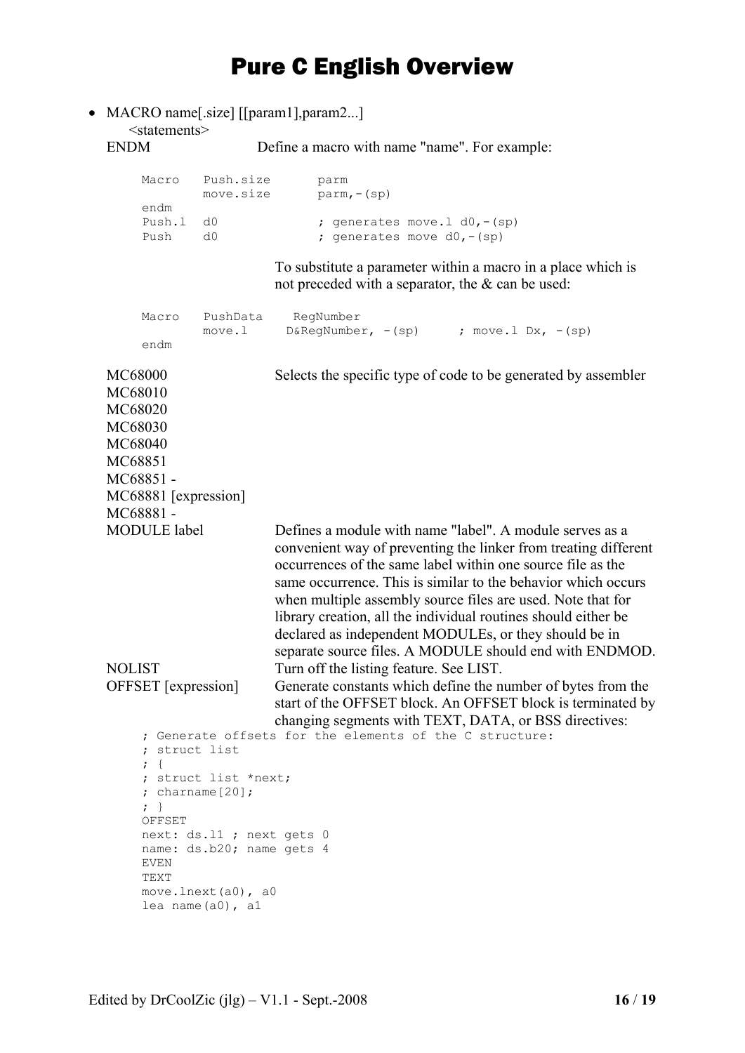# Pure C English Overview

- MACRO name[.size] [[param1],param2...]
  <statements>
  ENDM — Define a macro with name "name". For example:

```
Macro   Push.size       parm
        move.size       parm,-(sp)
endm
Push.l  d0              ; generates move.l d0,-(sp)
Push    d0              ; generates move d0,-(sp)
```

  To substitute a parameter within a macro in a place which is not preceded with a separator, the & can be used:

```
Macro   PushData    RegNumber
        move.l     D&RegNumber, -(sp)     ; move.l Dx, -(sp)
endm
```

  MC68000
  MC68010
  MC68020
  MC68030
  MC68040
  MC68851
  MC68851 -
  MC68881 [expression]
  MC68881 - — Selects the specific type of code to be generated by assembler

  MODULE label — Defines a module with name "label". A module serves as a convenient way of preventing the linker from treating different occurrences of the same label within one source file as the same occurrence. This is similar to the behavior which occurs when multiple assembly source files are used. Note that for library creation, all the individual routines should either be declared as independent MODULEs, or they should be in separate source files. A MODULE should end with ENDMOD.

  NOLIST — Turn off the listing feature. See LIST.

  OFFSET [expression] — Generate constants which define the number of bytes from the start of the OFFSET block. An OFFSET block is terminated by changing segments with TEXT, DATA, or BSS directives:

```
; Generate offsets for the elements of the C structure:
; struct list
; {
; struct list *next;
; charname[20];
; }
OFFSET
next: ds.l1 ; next gets 0
name: ds.b20; name gets 4
EVEN
TEXT
move.lnext(a0), a0
lea name(a0), a1
```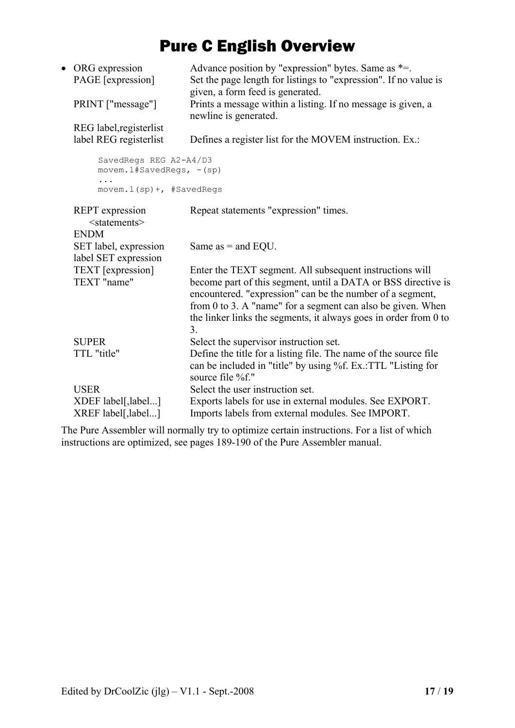- ORG expression — Advance position by "expression" bytes. Same as *=.
  
  PAGE [expression] — Set the page length for listings to "expression". If no value is given, a form feed is generated.
  
  PRINT ["message"] — Prints a message within a listing. If no message is given, a newline is generated.
  
  REG label,registerlist
  
  label REG registerlist — Defines a register list for the MOVEM instruction. Ex.:

  ```
  SavedRegs REG A2-A4/D3
  movem.l#SavedRegs, -(sp)
  ...
  movem.l(sp)+, #SavedRegs
  ```

  REPT expression
  &lt;statements&gt;
  ENDM — Repeat statements "expression" times.
  
  SET label, expression
  
  label SET expression — Same as = and EQU.
  
  TEXT [expression]
  
  TEXT "name" — Enter the TEXT segment. All subsequent instructions will become part of this segment, until a DATA or BSS directive is encountered. "expression" can be the number of a segment, from 0 to 3. A "name" for a segment can also be given. When the linker links the segments, it always goes in order from 0 to 3.
  
  SUPER — Select the supervisor instruction set.
  
  TTL "title" — Define the title for a listing file. The name of the source file can be included in "title" by using %f. Ex.:TTL "Listing for source file %f."
  
  USER — Select the user instruction set.
  
  XDEF label[,label...] — Exports labels for use in external modules. See EXPORT.
  
  XREF label[,label...] — Imports labels from external modules. See IMPORT.

The Pure Assembler will normally try to optimize certain instructions. For a list of which instructions are optimized, see pages 189-190 of the Pure Assembler manual.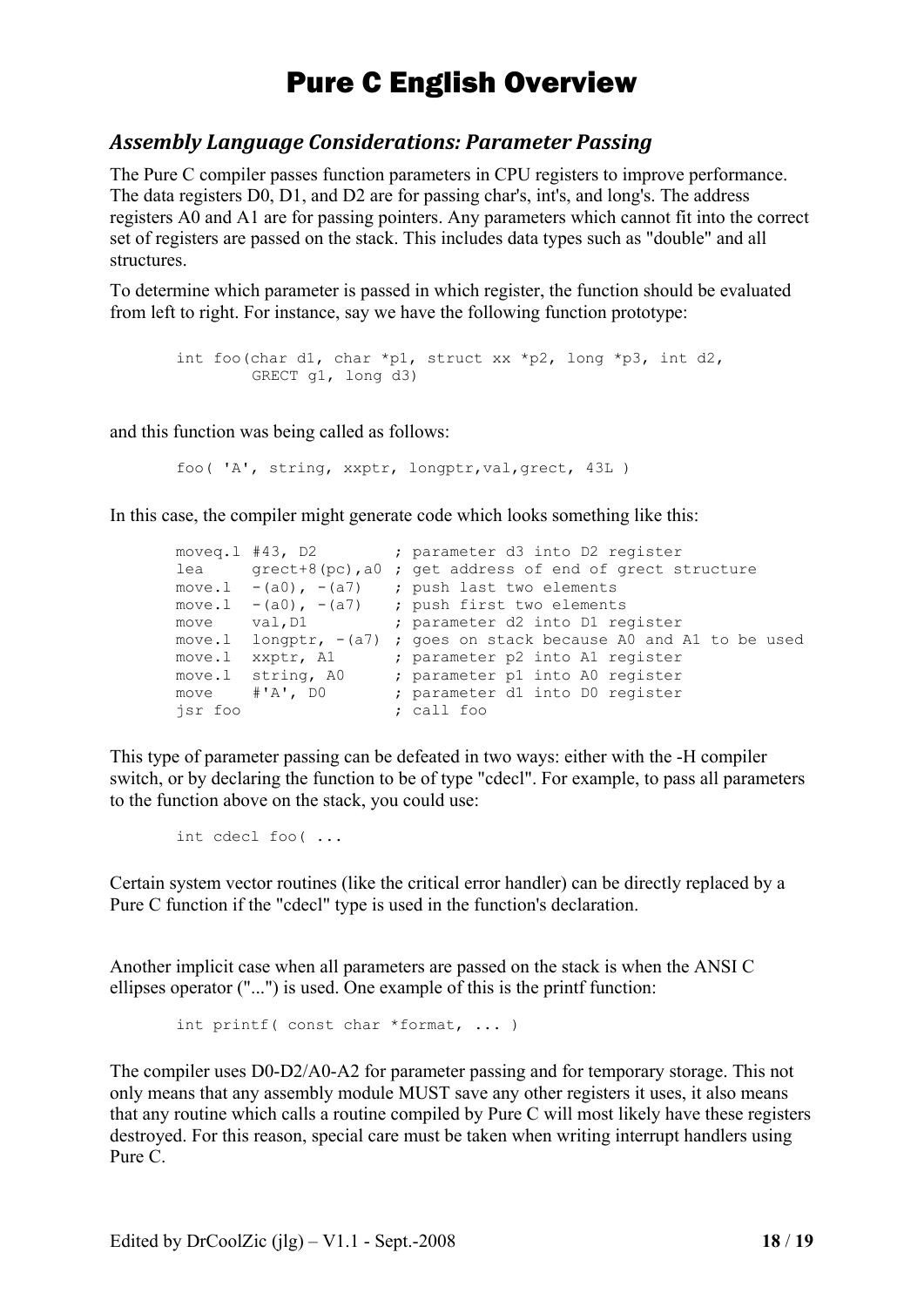# Pure C English Overview

## *Assembly Language Considerations: Parameter Passing*

The Pure C compiler passes function parameters in CPU registers to improve performance. The data registers D0, D1, and D2 are for passing char's, int's, and long's. The address registers A0 and A1 are for passing pointers. Any parameters which cannot fit into the correct set of registers are passed on the stack. This includes data types such as "double" and all structures.

To determine which parameter is passed in which register, the function should be evaluated from left to right. For instance, say we have the following function prototype:

```
int foo(char d1, char *p1, struct xx *p2, long *p3, int d2,
        GRECT g1, long d3)
```

and this function was being called as follows:

```
foo( 'A', string, xxptr, longptr,val,grect, 43L )
```

In this case, the compiler might generate code which looks something like this:

```
moveq.l #43, D2         ; parameter d3 into D2 register
lea     grect+8(pc),a0  ; get address of end of grect structure
move.l  -(a0), -(a7)    ; push last two elements
move.l  -(a0), -(a7)    ; push first two elements
move    val,D1          ; parameter d2 into D1 register
move.l  longptr, -(a7)  ; goes on stack because A0 and A1 to be used
move.l  xxptr, A1       ; parameter p2 into A1 register
move.l  string, A0      ; parameter p1 into A0 register
move    #'A', D0        ; parameter d1 into D0 register
jsr foo                 ; call foo
```

This type of parameter passing can be defeated in two ways: either with the -H compiler switch, or by declaring the function to be of type "cdecl". For example, to pass all parameters to the function above on the stack, you could use:

```
int cdecl foo( ...
```

Certain system vector routines (like the critical error handler) can be directly replaced by a Pure C function if the "cdecl" type is used in the function's declaration.

Another implicit case when all parameters are passed on the stack is when the ANSI C ellipses operator ("...") is used. One example of this is the printf function:

```
int printf( const char *format, ... )
```

The compiler uses D0-D2/A0-A2 for parameter passing and for temporary storage. This not only means that any assembly module MUST save any other registers it uses, it also means that any routine which calls a routine compiled by Pure C will most likely have these registers destroyed. For this reason, special care must be taken when writing interrupt handlers using Pure C.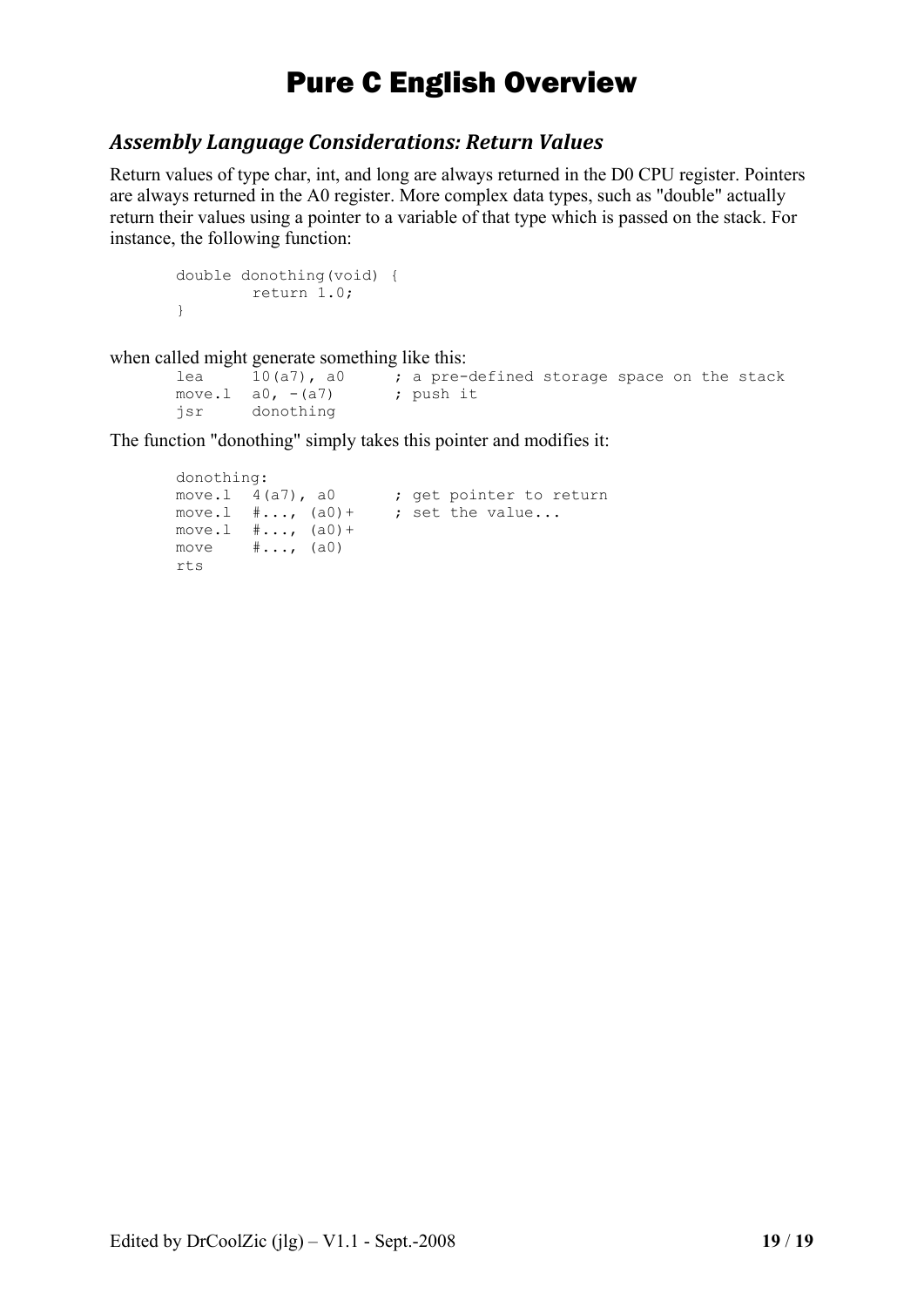## *Assembly Language Considerations: Return Values*

Return values of type char, int, and long are always returned in the D0 CPU register. Pointers are always returned in the A0 register. More complex data types, such as "double" actually return their values using a pointer to a variable of that type which is passed on the stack. For instance, the following function:

```
double donothing(void) {
        return 1.0;
}
```

when called might generate something like this:

```
lea     10(a7), a0      ; a pre-defined storage space on the stack
move.l  a0, -(a7)       ; push it
jsr     donothing
```

The function "donothing" simply takes this pointer and modifies it:

```
donothing:
move.l  4(a7), a0       ; get pointer to return
move.l  #..., (a0)+     ; set the value...
move.l  #..., (a0)+
move    #..., (a0)
rts
```

Edited by DrCoolZic (jlg) – V1.1 - Sept.-2008